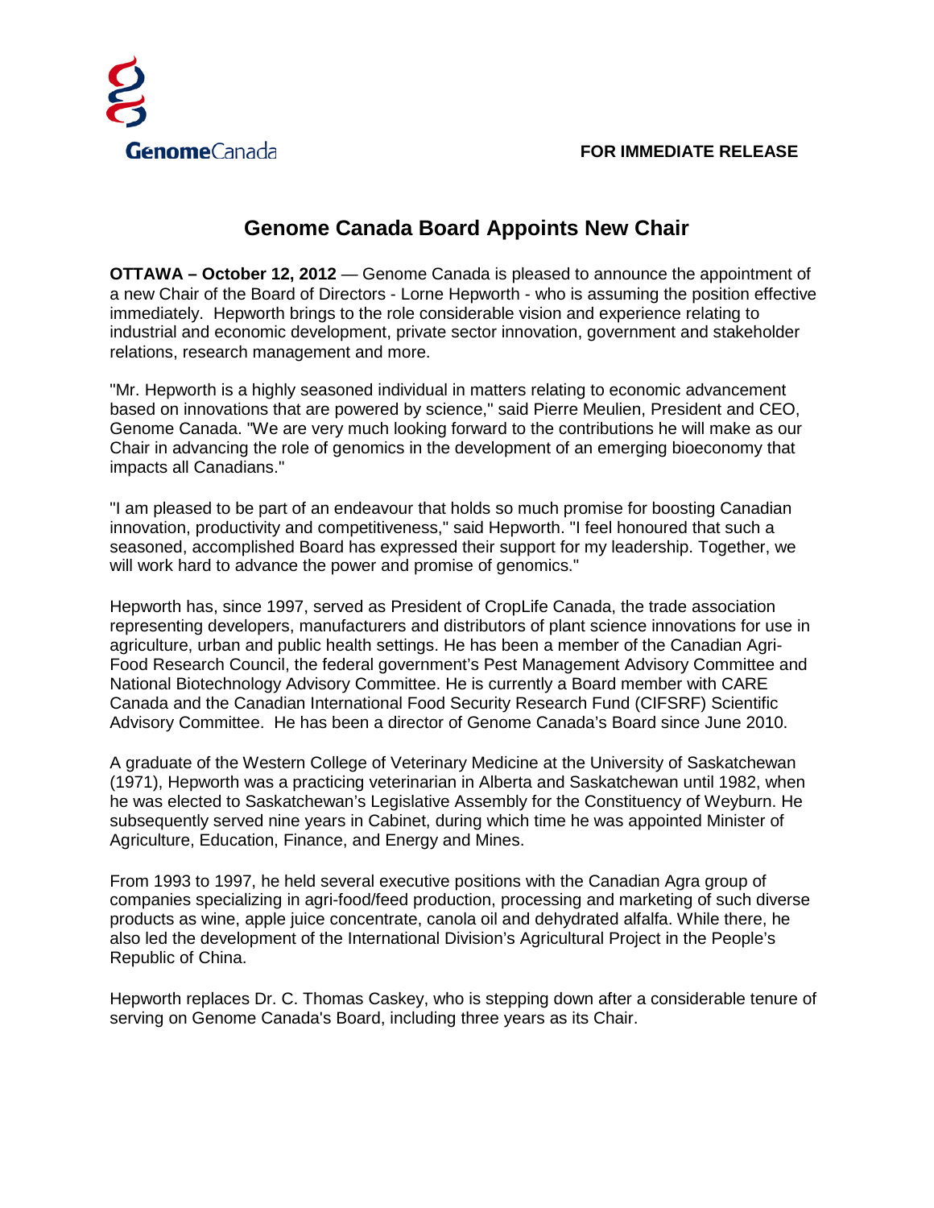GenomeCanada

**FOR IMMEDIATE RELEASE**

# Genome Canada Board Appoints New Chair

**OTTAWA – October 12, 2012** — Genome Canada is pleased to announce the appointment of a new Chair of the Board of Directors - Lorne Hepworth - who is assuming the position effective immediately. Hepworth brings to the role considerable vision and experience relating to industrial and economic development, private sector innovation, government and stakeholder relations, research management and more.

"Mr. Hepworth is a highly seasoned individual in matters relating to economic advancement based on innovations that are powered by science," said Pierre Meulien, President and CEO, Genome Canada. "We are very much looking forward to the contributions he will make as our Chair in advancing the role of genomics in the development of an emerging bioeconomy that impacts all Canadians."

"I am pleased to be part of an endeavour that holds so much promise for boosting Canadian innovation, productivity and competitiveness," said Hepworth. "I feel honoured that such a seasoned, accomplished Board has expressed their support for my leadership. Together, we will work hard to advance the power and promise of genomics."

Hepworth has, since 1997, served as President of CropLife Canada, the trade association representing developers, manufacturers and distributors of plant science innovations for use in agriculture, urban and public health settings. He has been a member of the Canadian Agri-Food Research Council, the federal government's Pest Management Advisory Committee and National Biotechnology Advisory Committee. He is currently a Board member with CARE Canada and the Canadian International Food Security Research Fund (CIFSRF) Scientific Advisory Committee. He has been a director of Genome Canada's Board since June 2010.

A graduate of the Western College of Veterinary Medicine at the University of Saskatchewan (1971), Hepworth was a practicing veterinarian in Alberta and Saskatchewan until 1982, when he was elected to Saskatchewan's Legislative Assembly for the Constituency of Weyburn. He subsequently served nine years in Cabinet, during which time he was appointed Minister of Agriculture, Education, Finance, and Energy and Mines.

From 1993 to 1997, he held several executive positions with the Canadian Agra group of companies specializing in agri-food/feed production, processing and marketing of such diverse products as wine, apple juice concentrate, canola oil and dehydrated alfalfa. While there, he also led the development of the International Division's Agricultural Project in the People's Republic of China.

Hepworth replaces Dr. C. Thomas Caskey, who is stepping down after a considerable tenure of serving on Genome Canada's Board, including three years as its Chair.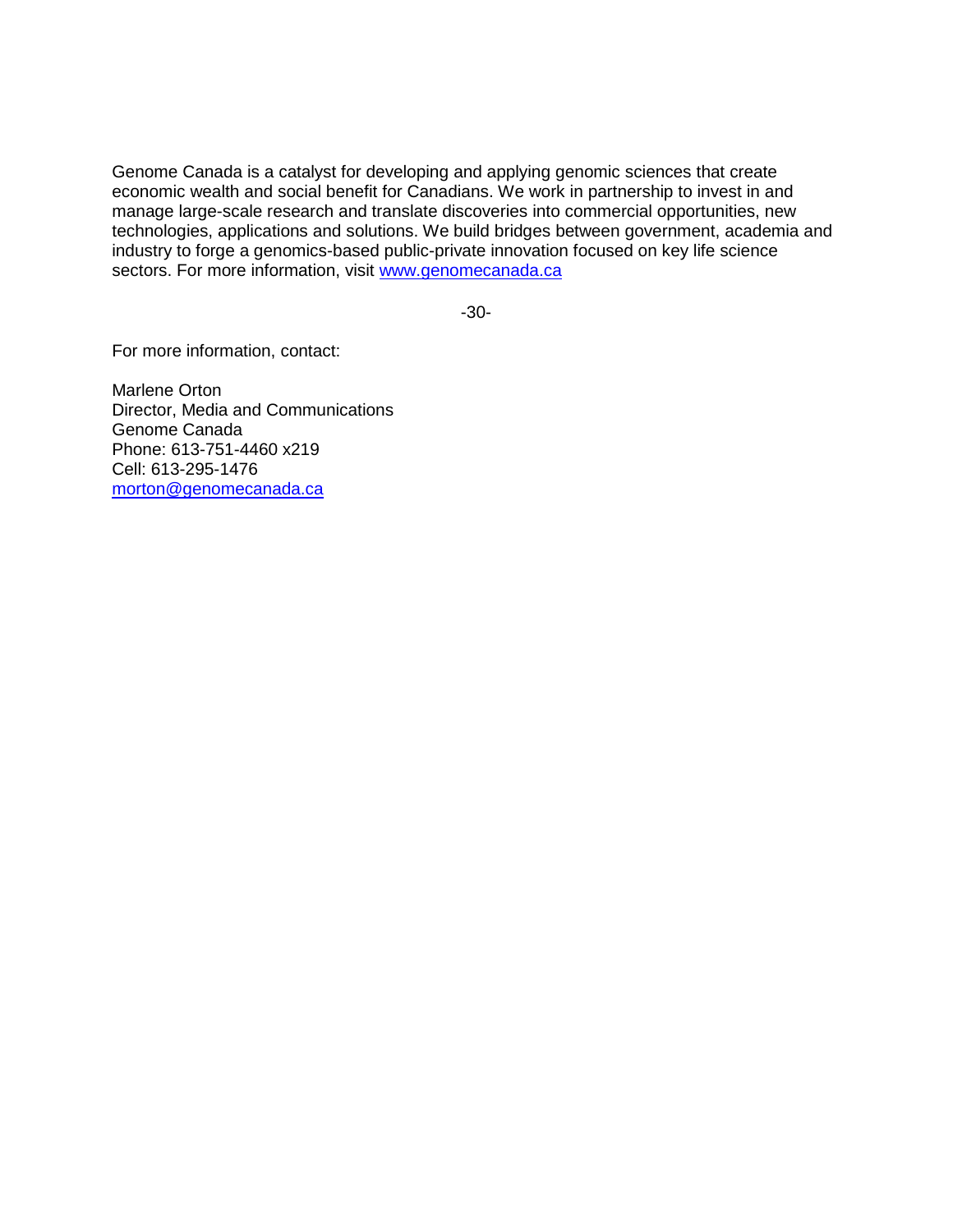Genome Canada is a catalyst for developing and applying genomic sciences that create economic wealth and social benefit for Canadians. We work in partnership to invest in and manage large-scale research and translate discoveries into commercial opportunities, new technologies, applications and solutions. We build bridges between government, academia and industry to forge a genomics-based public-private innovation focused on key life science sectors. For more information, visit [www.genomecanada.ca](http://www.genomecanada.ca)

-30-

For more information, contact:

Marlene Orton
Director, Media and Communications
Genome Canada
Phone: 613-751-4460 x219
Cell: 613-295-1476
[morton@genomecanada.ca](mailto:morton@genomecanada.ca)